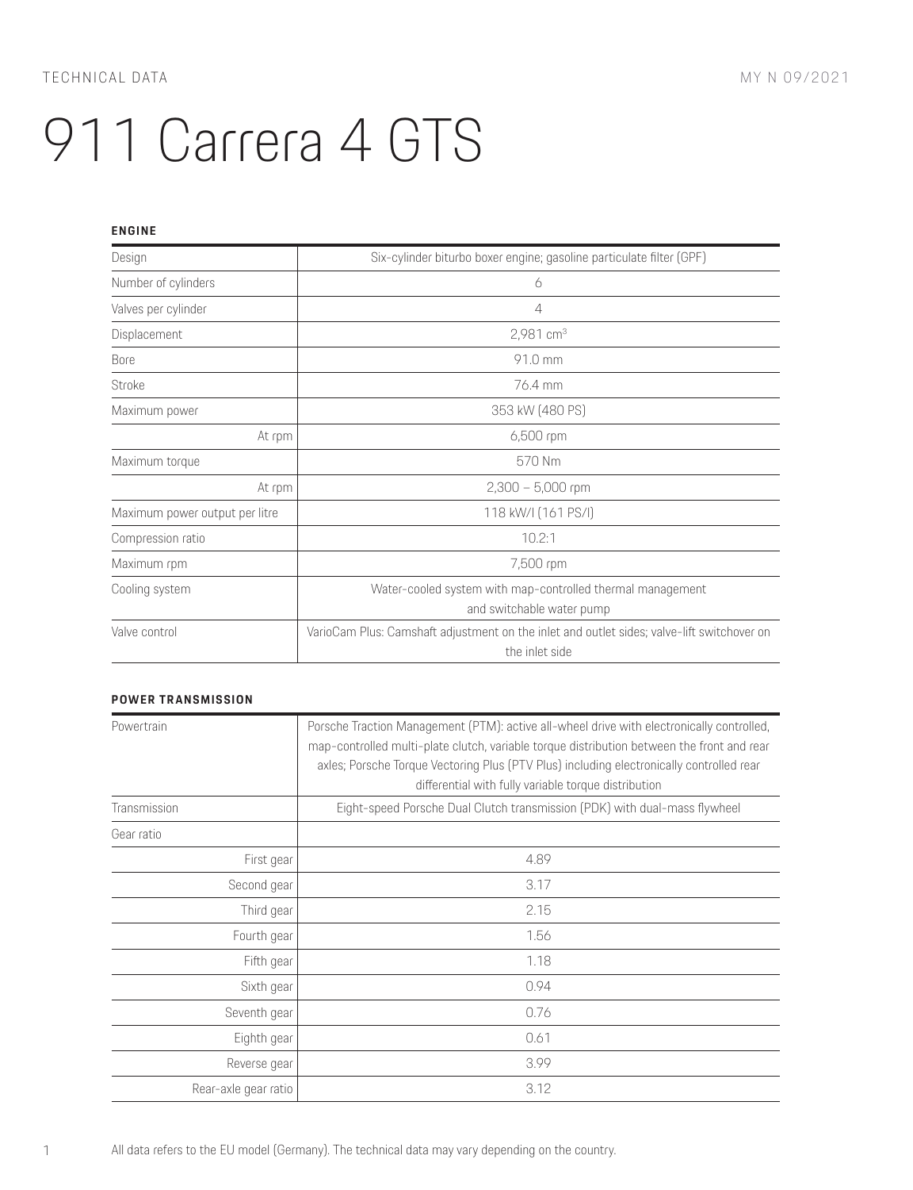TECHNICAL DATA

MY N 09/2021

# 911 Carrera 4 GTS

## ENGINE

| | |
|---|---|
| Design | Six-cylinder biturbo boxer engine; gasoline particulate filter (GPF) |
| Number of cylinders | 6 |
| Valves per cylinder | 4 |
| Displacement | 2,981 cm³ |
| Bore | 91.0 mm |
| Stroke | 76.4 mm |
| Maximum power | 353 kW (480 PS) |
| At rpm | 6,500 rpm |
| Maximum torque | 570 Nm |
| At rpm | 2,300 – 5,000 rpm |
| Maximum power output per litre | 118 kW/l (161 PS/l) |
| Compression ratio | 10.2:1 |
| Maximum rpm | 7,500 rpm |
| Cooling system | Water-cooled system with map-controlled thermal management and switchable water pump |
| Valve control | VarioCam Plus: Camshaft adjustment on the inlet and outlet sides; valve-lift switchover on the inlet side |

## POWER TRANSMISSION

| | |
|---|---|
| Powertrain | Porsche Traction Management (PTM): active all-wheel drive with electronically controlled, map-controlled multi-plate clutch, variable torque distribution between the front and rear axles; Porsche Torque Vectoring Plus (PTV Plus) including electronically controlled rear differential with fully variable torque distribution |
| Transmission | Eight-speed Porsche Dual Clutch transmission (PDK) with dual-mass flywheel |
| Gear ratio | |
| First gear | 4.89 |
| Second gear | 3.17 |
| Third gear | 2.15 |
| Fourth gear | 1.56 |
| Fifth gear | 1.18 |
| Sixth gear | 0.94 |
| Seventh gear | 0.76 |
| Eighth gear | 0.61 |
| Reverse gear | 3.99 |
| Rear-axle gear ratio | 3.12 |

All data refers to the EU model (Germany). The technical data may vary depending on the country.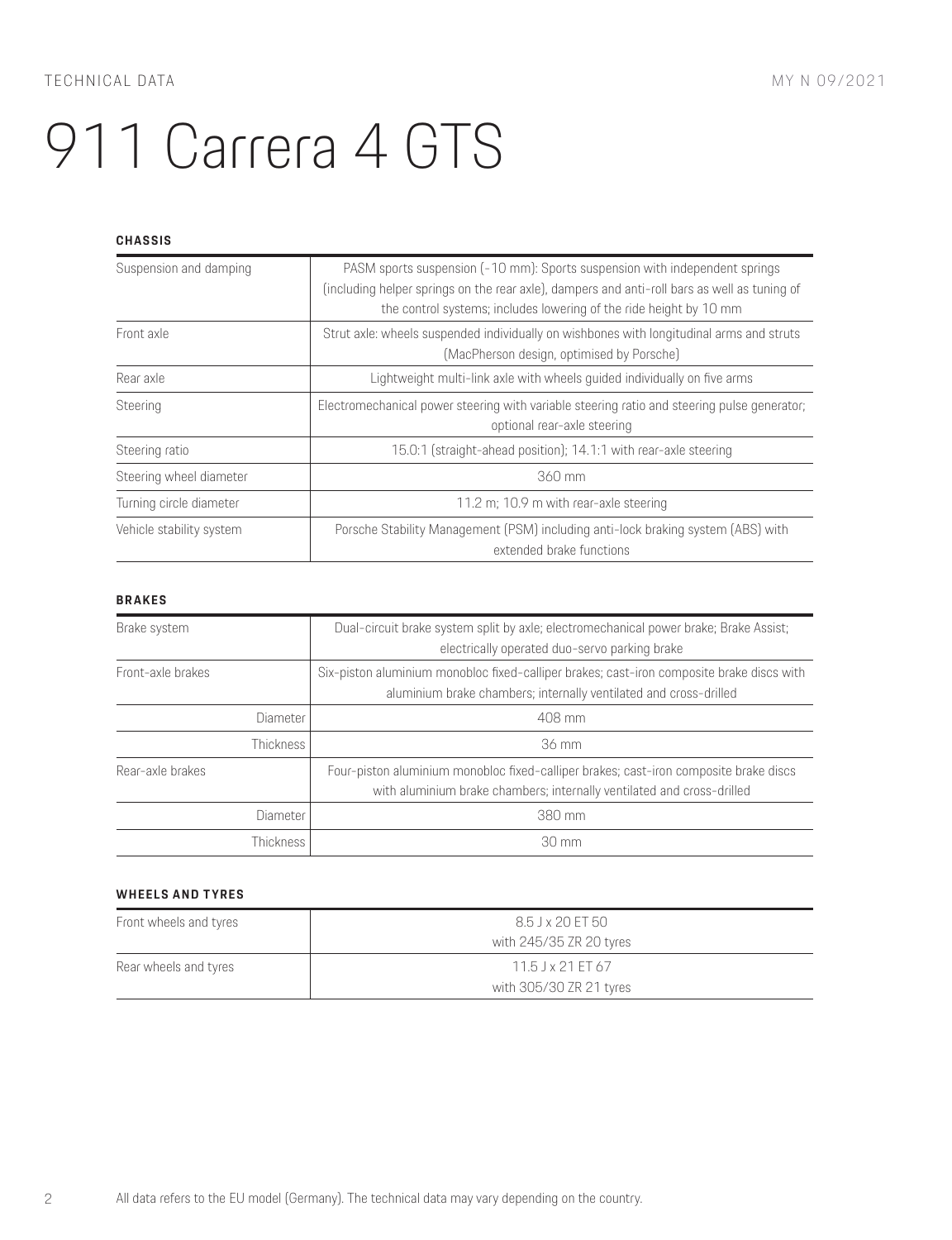# 911 Carrera 4 GTS

### CHASSIS

| | |
|---|---|
| Suspension and damping | PASM sports suspension (-10 mm): Sports suspension with independent springs (including helper springs on the rear axle), dampers and anti-roll bars as well as tuning of the control systems; includes lowering of the ride height by 10 mm |
| Front axle | Strut axle: wheels suspended individually on wishbones with longitudinal arms and struts (MacPherson design, optimised by Porsche) |
| Rear axle | Lightweight multi-link axle with wheels guided individually on five arms |
| Steering | Electromechanical power steering with variable steering ratio and steering pulse generator; optional rear-axle steering |
| Steering ratio | 15.0:1 (straight-ahead position); 14.1:1 with rear-axle steering |
| Steering wheel diameter | 360 mm |
| Turning circle diameter | 11.2 m; 10.9 m with rear-axle steering |
| Vehicle stability system | Porsche Stability Management (PSM) including anti-lock braking system (ABS) with extended brake functions |

### BRAKES

| | |
|---|---|
| Brake system | Dual-circuit brake system split by axle; electromechanical power brake; Brake Assist; electrically operated duo-servo parking brake |
| Front-axle brakes | Six-piston aluminium monobloc fixed-calliper brakes; cast-iron composite brake discs with aluminium brake chambers; internally ventilated and cross-drilled |
| Diameter | 408 mm |
| Thickness | 36 mm |
| Rear-axle brakes | Four-piston aluminium monobloc fixed-calliper brakes; cast-iron composite brake discs with aluminium brake chambers; internally ventilated and cross-drilled |
| Diameter | 380 mm |
| Thickness | 30 mm |

### WHEELS AND TYRES

| | |
|---|---|
| Front wheels and tyres | 8.5 J x 20 ET 50 with 245/35 ZR 20 tyres |
| Rear wheels and tyres | 11.5 J x 21 ET 67 with 305/30 ZR 21 tyres |

All data refers to the EU model (Germany). The technical data may vary depending on the country.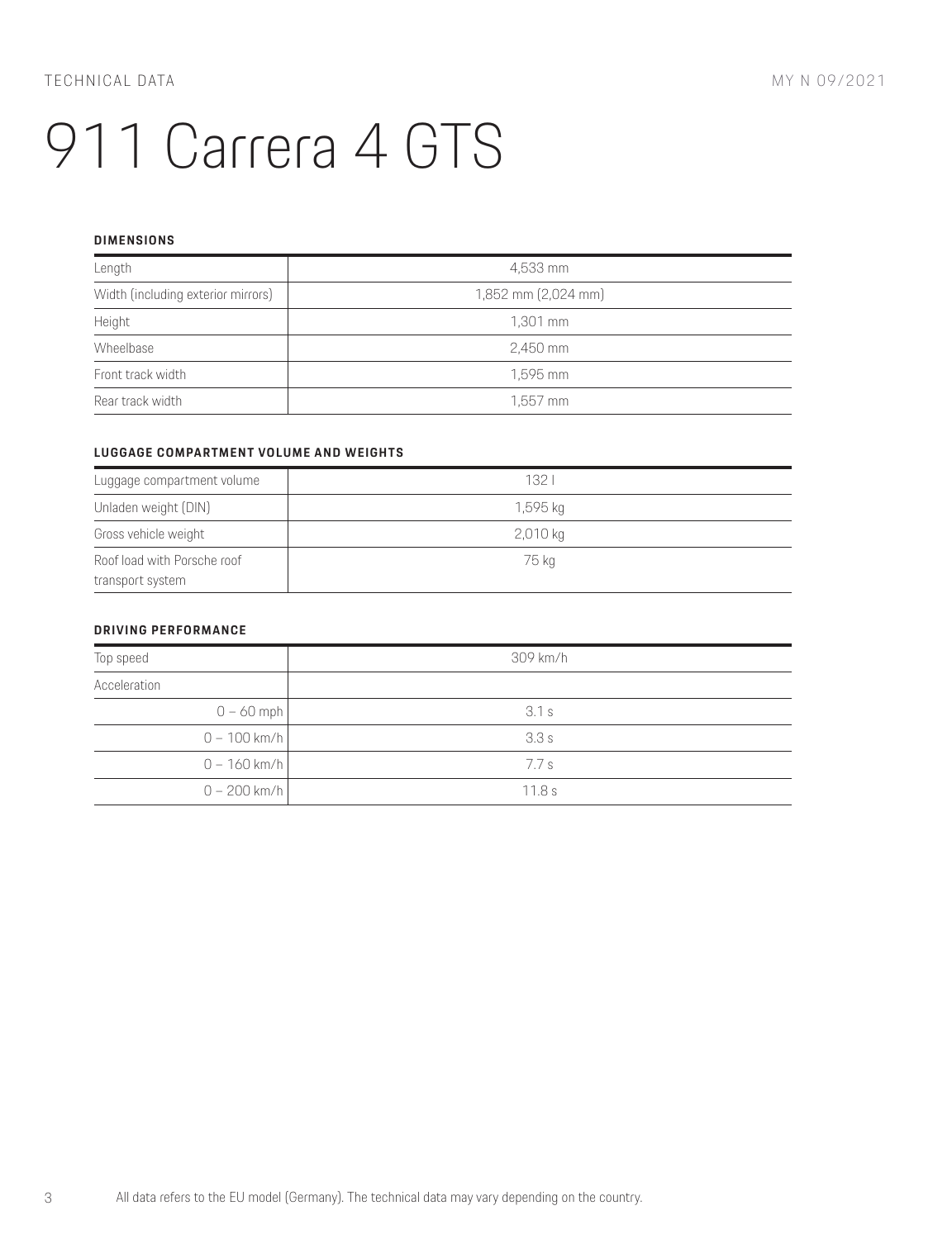# 911 Carrera 4 GTS

### DIMENSIONS

| | |
|---|---|
| Length | 4,533 mm |
| Width (including exterior mirrors) | 1,852 mm (2,024 mm) |
| Height | 1,301 mm |
| Wheelbase | 2,450 mm |
| Front track width | 1,595 mm |
| Rear track width | 1,557 mm |

### LUGGAGE COMPARTMENT VOLUME AND WEIGHTS

| | |
|---|---|
| Luggage compartment volume | 132 l |
| Unladen weight (DIN) | 1,595 kg |
| Gross vehicle weight | 2,010 kg |
| Roof load with Porsche roof transport system | 75 kg |

### DRIVING PERFORMANCE

| | |
|---|---|
| Top speed | 309 km/h |
| Acceleration | |
| 0 – 60 mph | 3.1 s |
| 0 – 100 km/h | 3.3 s |
| 0 – 160 km/h | 7.7 s |
| 0 – 200 km/h | 11.8 s |

All data refers to the EU model (Germany). The technical data may vary depending on the country.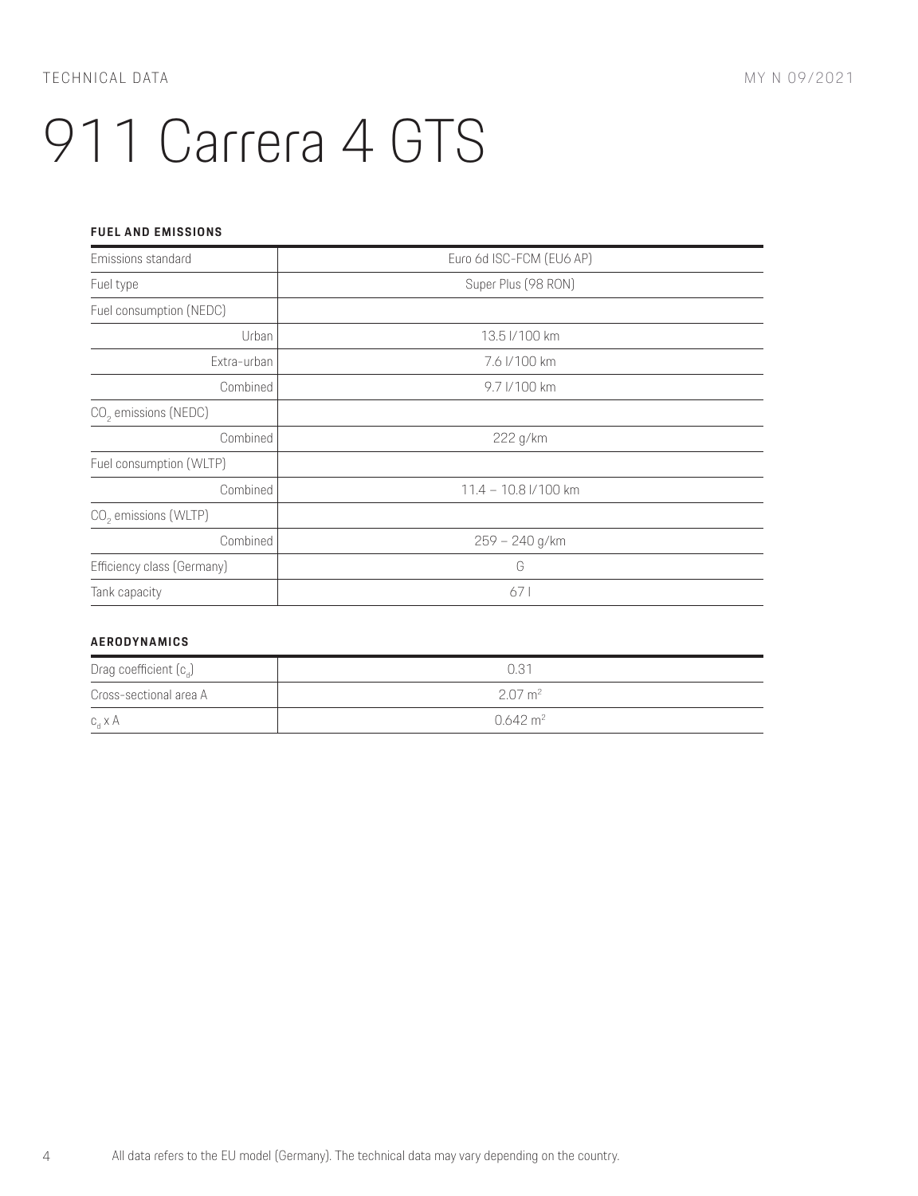# 911 Carrera 4 GTS

**FUEL AND EMISSIONS**

| | |
|---|---|
| Emissions standard | Euro 6d ISC-FCM (EU6 AP) |
| Fuel type | Super Plus (98 RON) |
| Fuel consumption (NEDC) | |
| Urban | 13.5 l/100 km |
| Extra-urban | 7.6 l/100 km |
| Combined | 9.7 l/100 km |
| $CO_2$ emissions (NEDC) | |
| Combined | 222 g/km |
| Fuel consumption (WLTP) | |
| Combined | 11.4 – 10.8 l/100 km |
| $CO_2$ emissions (WLTP) | |
| Combined | 259 – 240 g/km |
| Efficiency class (Germany) | G |
| Tank capacity | 67 l |

**AERODYNAMICS**

| | |
|---|---|
| Drag coefficient ($c_d$) | 0.31 |
| Cross-sectional area A | 2.07 $m^2$ |
| $c_d$ x A | 0.642 $m^2$ |

All data refers to the EU model (Germany). The technical data may vary depending on the country.